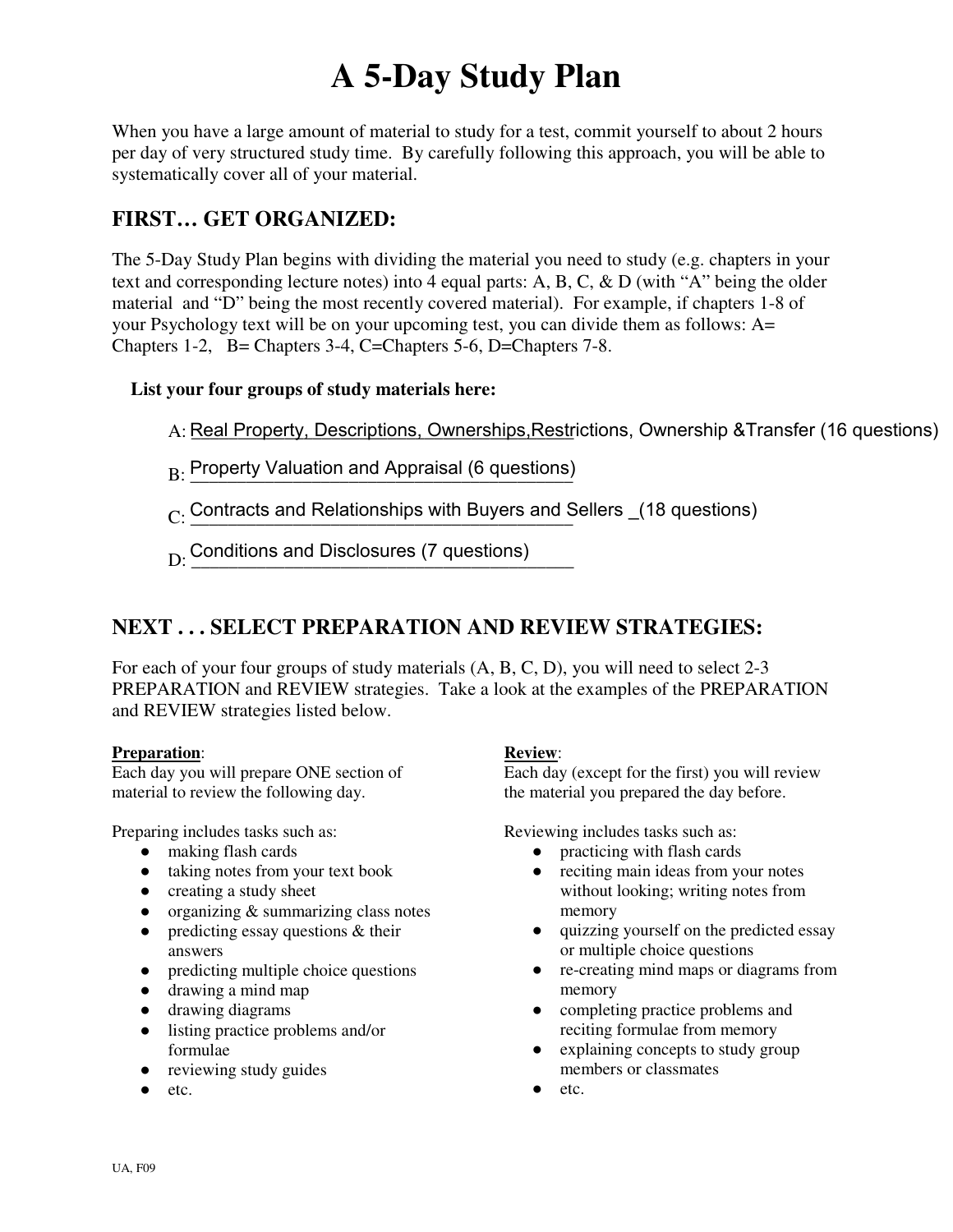# A 5-Day Study Plan

When you have a large amount of material to study for a test, commit yourself to about 2 hours per day of very structured study time. By carefully following this approach, you will be able to systematically cover all of your material.

## FIRST… GET ORGANIZED:

The 5-Day Study Plan begins with dividing the material you need to study (e.g. chapters in your text and corresponding lecture notes) into 4 equal parts: A, B, C, & D (with "A" being the older material and "D" being the most recently covered material). For example, if chapters 1-8 of your Psychology text will be on your upcoming test, you can divide them as follows: A= Chapters 1-2, B= Chapters 3-4, C=Chapters 5-6, D=Chapters 7-8.

**List your four groups of study materials here:**

A: Real Property, Descriptions, Ownerships,Restrictions, Ownership &Transfer (16 questions)

B: Property Valuation and Appraisal (6 questions)

C: Contracts and Relationships with Buyers and Sellers _(18 questions)

D: Conditions and Disclosures (7 questions)

## NEXT . . . SELECT PREPARATION AND REVIEW STRATEGIES:

For each of your four groups of study materials (A, B, C, D), you will need to select 2-3 PREPARATION and REVIEW strategies. Take a look at the examples of the PREPARATION and REVIEW strategies listed below.

**Preparation**:
Each day you will prepare ONE section of material to review the following day.

Preparing includes tasks such as:

- making flash cards
- taking notes from your text book
- creating a study sheet
- organizing & summarizing class notes
- predicting essay questions & their answers
- predicting multiple choice questions
- drawing a mind map
- drawing diagrams
- listing practice problems and/or formulae
- reviewing study guides
- etc.

**Review**:
Each day (except for the first) you will review the material you prepared the day before.

Reviewing includes tasks such as:

- practicing with flash cards
- reciting main ideas from your notes without looking; writing notes from memory
- quizzing yourself on the predicted essay or multiple choice questions
- re-creating mind maps or diagrams from memory
- completing practice problems and reciting formulae from memory
- explaining concepts to study group members or classmates
- etc.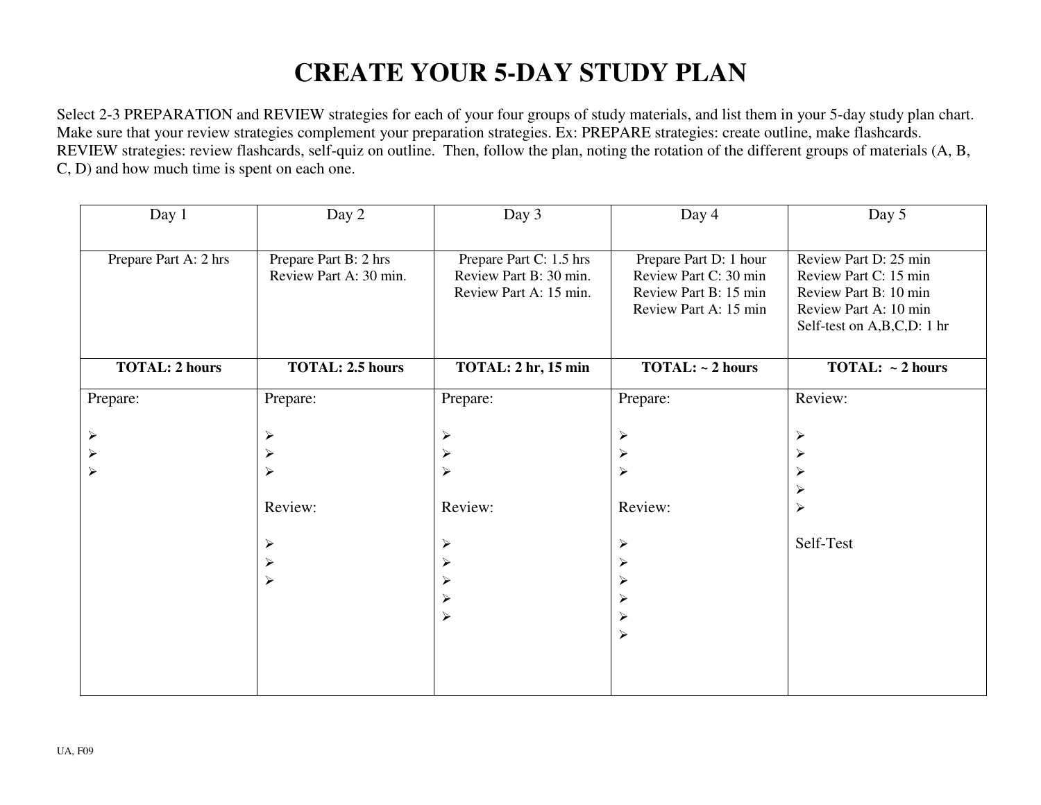# CREATE YOUR 5-DAY STUDY PLAN

Select 2-3 PREPARATION and REVIEW strategies for each of your four groups of study materials, and list them in your 5-day study plan chart. Make sure that your review strategies complement your preparation strategies. Ex: PREPARE strategies: create outline, make flashcards. REVIEW strategies: review flashcards, self-quiz on outline. Then, follow the plan, noting the rotation of the different groups of materials (A, B, C, D) and how much time is spent on each one.

| Day 1 | Day 2 | Day 3 | Day 4 | Day 5 |
|---|---|---|---|---|
| Prepare Part A: 2 hrs | Prepare Part B: 2 hrs<br>Review Part A: 30 min. | Prepare Part C: 1.5 hrs<br>Review Part B: 30 min.<br>Review Part A: 15 min. | Prepare Part D: 1 hour<br>Review Part C: 30 min<br>Review Part B: 15 min<br>Review Part A: 15 min | Review Part D: 25 min<br>Review Part C: 15 min<br>Review Part B: 10 min<br>Review Part A: 10 min<br>Self-test on A,B,C,D: 1 hr |
| **TOTAL: 2 hours** | **TOTAL: 2.5 hours** | **TOTAL: 2 hr, 15 min** | **TOTAL: ~ 2 hours** | **TOTAL: ~ 2 hours** |
| Prepare:<br>➢<br>➢<br>➢ | Prepare:<br>➢<br>➢<br>➢<br><br>Review:<br>➢<br>➢<br>➢ | Prepare:<br>➢<br>➢<br>➢<br><br>Review:<br>➢<br>➢<br>➢<br>➢<br>➢ | Prepare:<br>➢<br>➢<br>➢<br><br>Review:<br>➢<br>➢<br>➢<br>➢<br>➢<br>➢ | Review:<br>➢<br>➢<br>➢<br>➢<br>➢<br><br>Self-Test |

UA, F09